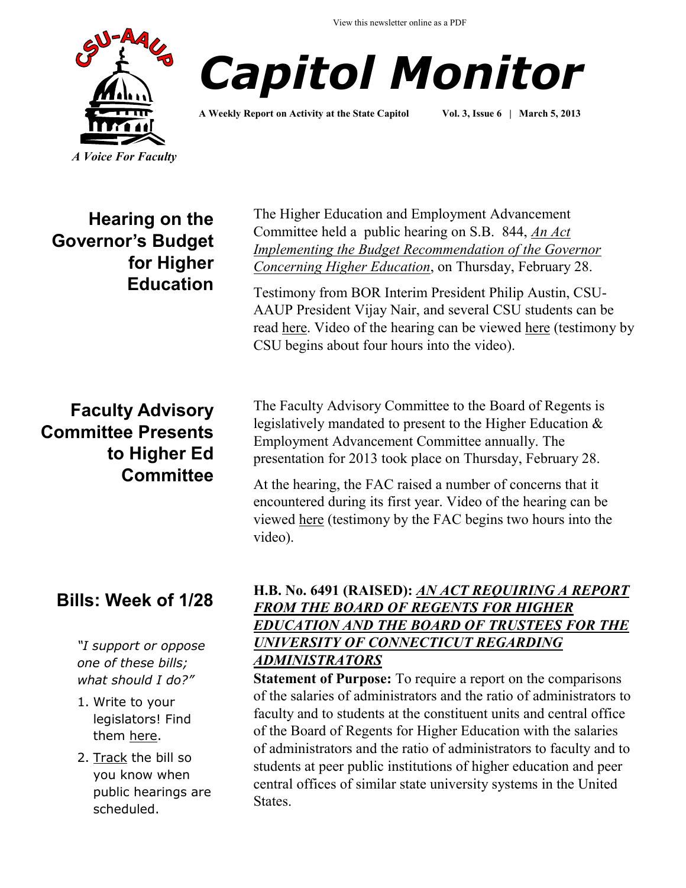View this newsletter online as a PDF

CSU-AAUP

*A Voice For Faculty*

# *Capitol Monitor*

**A Weekly Report on Activity at the State Capitol** **Vol. 3, Issue 6 | March 5, 2013**

## Hearing on the Governor's Budget for Higher Education

The Higher Education and Employment Advancement Committee held a public hearing on S.B. 844, *An Act Implementing the Budget Recommendation of the Governor Concerning Higher Education*, on Thursday, February 28.

Testimony from BOR Interim President Philip Austin, CSU-AAUP President Vijay Nair, and several CSU students can be read here. Video of the hearing can be viewed here (testimony by CSU begins about four hours into the video).

## Faculty Advisory Committee Presents to Higher Ed Committee

The Faculty Advisory Committee to the Board of Regents is legislatively mandated to present to the Higher Education & Employment Advancement Committee annually. The presentation for 2013 took place on Thursday, February 28.

At the hearing, the FAC raised a number of concerns that it encountered during its first year. Video of the hearing can be viewed here (testimony by the FAC begins two hours into the video).

## Bills: Week of 1/28

*"I support or oppose one of these bills; what should I do?"*

1. Write to your legislators! Find them here.
2. Track the bill so you know when public hearings are scheduled.

**H.B. No. 6491 (RAISED): *AN ACT REQUIRING A REPORT FROM THE BOARD OF REGENTS FOR HIGHER EDUCATION AND THE BOARD OF TRUSTEES FOR THE UNIVERSITY OF CONNECTICUT REGARDING ADMINISTRATORS***

**Statement of Purpose:** To require a report on the comparisons of the salaries of administrators and the ratio of administrators to faculty and to students at the constituent units and central office of the Board of Regents for Higher Education with the salaries of administrators and the ratio of administrators to faculty and to students at peer public institutions of higher education and peer central offices of similar state university systems in the United States.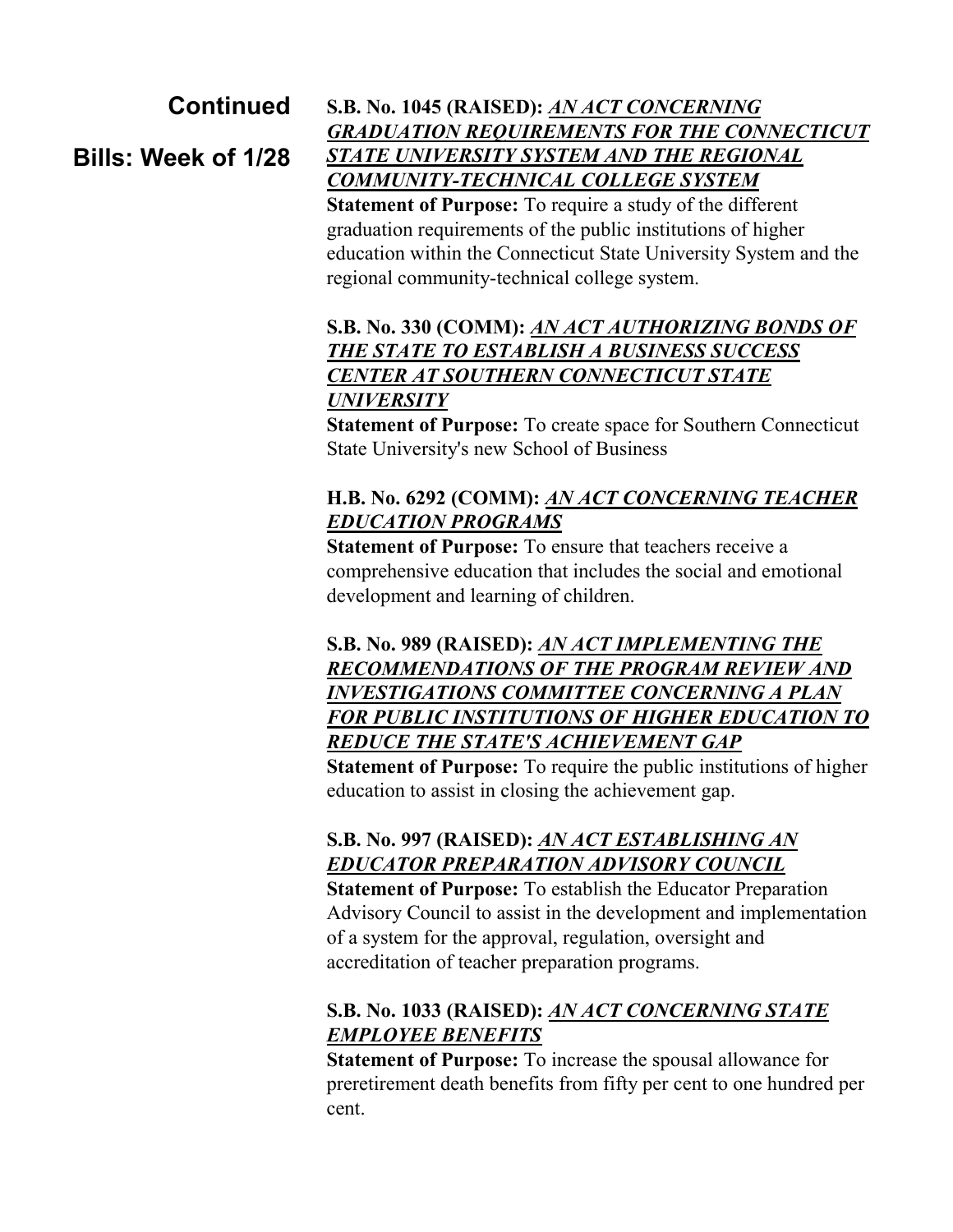## Continued

## Bills: Week of 1/28

**S.B. No. 1045 (RAISED):** ***AN ACT CONCERNING GRADUATION REQUIREMENTS FOR THE CONNECTICUT STATE UNIVERSITY SYSTEM AND THE REGIONAL COMMUNITY-TECHNICAL COLLEGE SYSTEM***
**Statement of Purpose:** To require a study of the different graduation requirements of the public institutions of higher education within the Connecticut State University System and the regional community-technical college system.

**S.B. No. 330 (COMM):** ***AN ACT AUTHORIZING BONDS OF THE STATE TO ESTABLISH A BUSINESS SUCCESS CENTER AT SOUTHERN CONNECTICUT STATE UNIVERSITY***
**Statement of Purpose:** To create space for Southern Connecticut State University's new School of Business

**H.B. No. 6292 (COMM):** ***AN ACT CONCERNING TEACHER EDUCATION PROGRAMS***
**Statement of Purpose:** To ensure that teachers receive a comprehensive education that includes the social and emotional development and learning of children.

**S.B. No. 989 (RAISED):** ***AN ACT IMPLEMENTING THE RECOMMENDATIONS OF THE PROGRAM REVIEW AND INVESTIGATIONS COMMITTEE CONCERNING A PLAN FOR PUBLIC INSTITUTIONS OF HIGHER EDUCATION TO REDUCE THE STATE'S ACHIEVEMENT GAP***
**Statement of Purpose:** To require the public institutions of higher education to assist in closing the achievement gap.

**S.B. No. 997 (RAISED):** ***AN ACT ESTABLISHING AN EDUCATOR PREPARATION ADVISORY COUNCIL***
**Statement of Purpose:** To establish the Educator Preparation Advisory Council to assist in the development and implementation of a system for the approval, regulation, oversight and accreditation of teacher preparation programs.

**S.B. No. 1033 (RAISED):** ***AN ACT CONCERNING STATE EMPLOYEE BENEFITS***
**Statement of Purpose:** To increase the spousal allowance for preretirement death benefits from fifty per cent to one hundred per cent.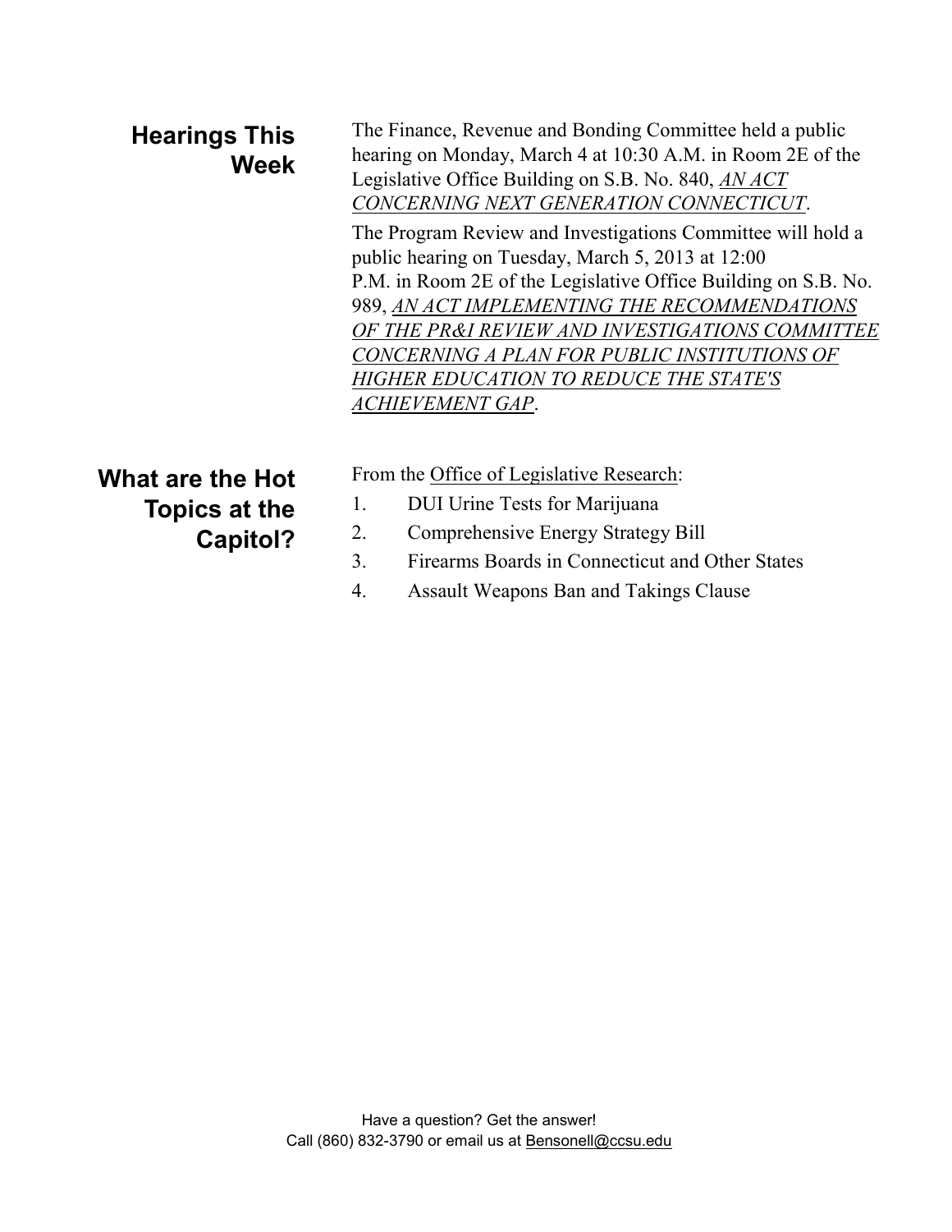## Hearings This Week

The Finance, Revenue and Bonding Committee held a public hearing on Monday, March 4 at 10:30 A.M. in Room 2E of the Legislative Office Building on S.B. No. 840, *AN ACT CONCERNING NEXT GENERATION CONNECTICUT*.

The Program Review and Investigations Committee will hold a public hearing on Tuesday, March 5, 2013 at 12:00 P.M. in Room 2E of the Legislative Office Building on S.B. No. 989, *AN ACT IMPLEMENTING THE RECOMMENDATIONS OF THE PR&I REVIEW AND INVESTIGATIONS COMMITTEE CONCERNING A PLAN FOR PUBLIC INSTITUTIONS OF HIGHER EDUCATION TO REDUCE THE STATE'S ACHIEVEMENT GAP*.

## What are the Hot Topics at the Capitol?

From the Office of Legislative Research:

1. DUI Urine Tests for Marijuana
2. Comprehensive Energy Strategy Bill
3. Firearms Boards in Connecticut and Other States
4. Assault Weapons Ban and Takings Clause

Have a question? Get the answer!
Call (860) 832-3790 or email us at Bensonell@ccsu.edu